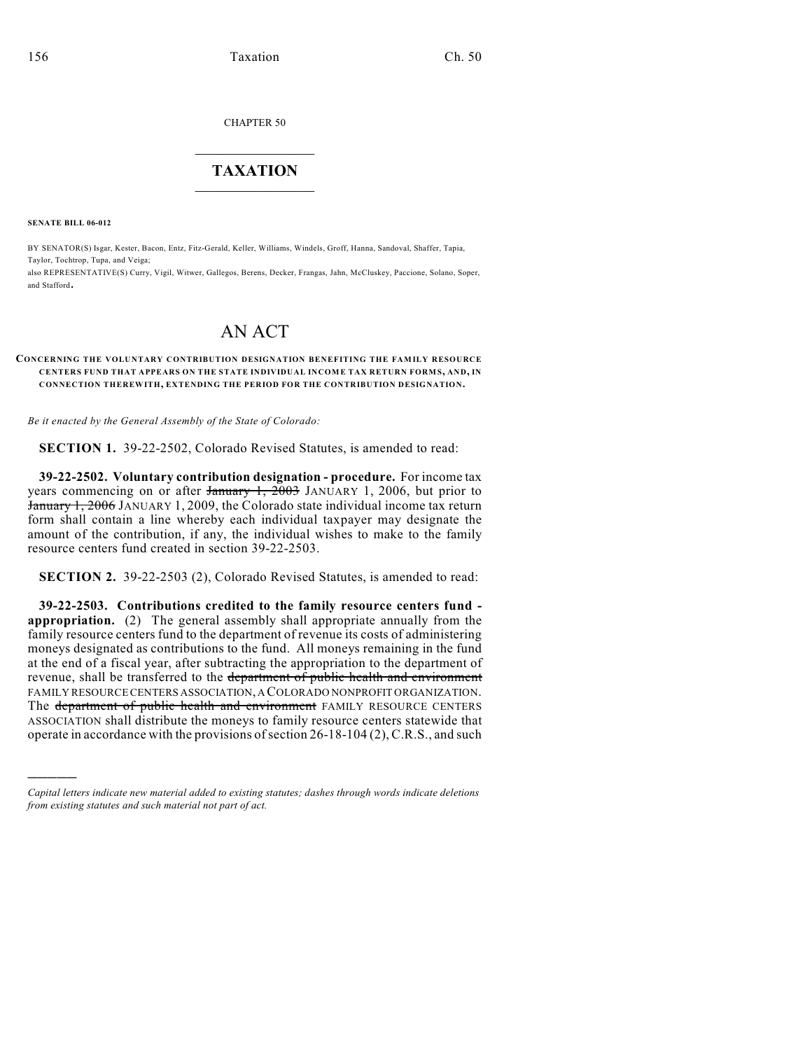CHAPTER 50

# TAXATION

**SENATE BILL 06-012**

BY SENATOR(S) Isgar, Kester, Bacon, Entz, Fitz-Gerald, Keller, Williams, Windels, Groff, Hanna, Sandoval, Shaffer, Tapia, Taylor, Tochtrop, Tupa, and Veiga;
also REPRESENTATIVE(S) Curry, Vigil, Witwer, Gallegos, Berens, Decker, Frangas, Jahn, McCluskey, Paccione, Solano, Soper, and Stafford.

# AN ACT

**CONCERNING THE VOLUNTARY CONTRIBUTION DESIGNATION BENEFITING THE FAMILY RESOURCE CENTERS FUND THAT APPEARS ON THE STATE INDIVIDUAL INCOME TAX RETURN FORMS, AND, IN CONNECTION THEREWITH, EXTENDING THE PERIOD FOR THE CONTRIBUTION DESIGNATION.**

*Be it enacted by the General Assembly of the State of Colorado:*

**SECTION 1.** 39-22-2502, Colorado Revised Statutes, is amended to read:

**39-22-2502. Voluntary contribution designation - procedure.** For income tax years commencing on or after ~~January 1, 2003~~ JANUARY 1, 2006, but prior to ~~January 1, 2006~~ JANUARY 1, 2009, the Colorado state individual income tax return form shall contain a line whereby each individual taxpayer may designate the amount of the contribution, if any, the individual wishes to make to the family resource centers fund created in section 39-22-2503.

**SECTION 2.** 39-22-2503 (2), Colorado Revised Statutes, is amended to read:

**39-22-2503. Contributions credited to the family resource centers fund - appropriation.** (2) The general assembly shall appropriate annually from the family resource centers fund to the department of revenue its costs of administering moneys designated as contributions to the fund. All moneys remaining in the fund at the end of a fiscal year, after subtracting the appropriation to the department of revenue, shall be transferred to the ~~department of public health and environment~~ FAMILY RESOURCE CENTERS ASSOCIATION, A COLORADO NONPROFIT ORGANIZATION. The ~~department of public health and environment~~ FAMILY RESOURCE CENTERS ASSOCIATION shall distribute the moneys to family resource centers statewide that operate in accordance with the provisions of section 26-18-104 (2), C.R.S., and such

---

*Capital letters indicate new material added to existing statutes; dashes through words indicate deletions from existing statutes and such material not part of act.*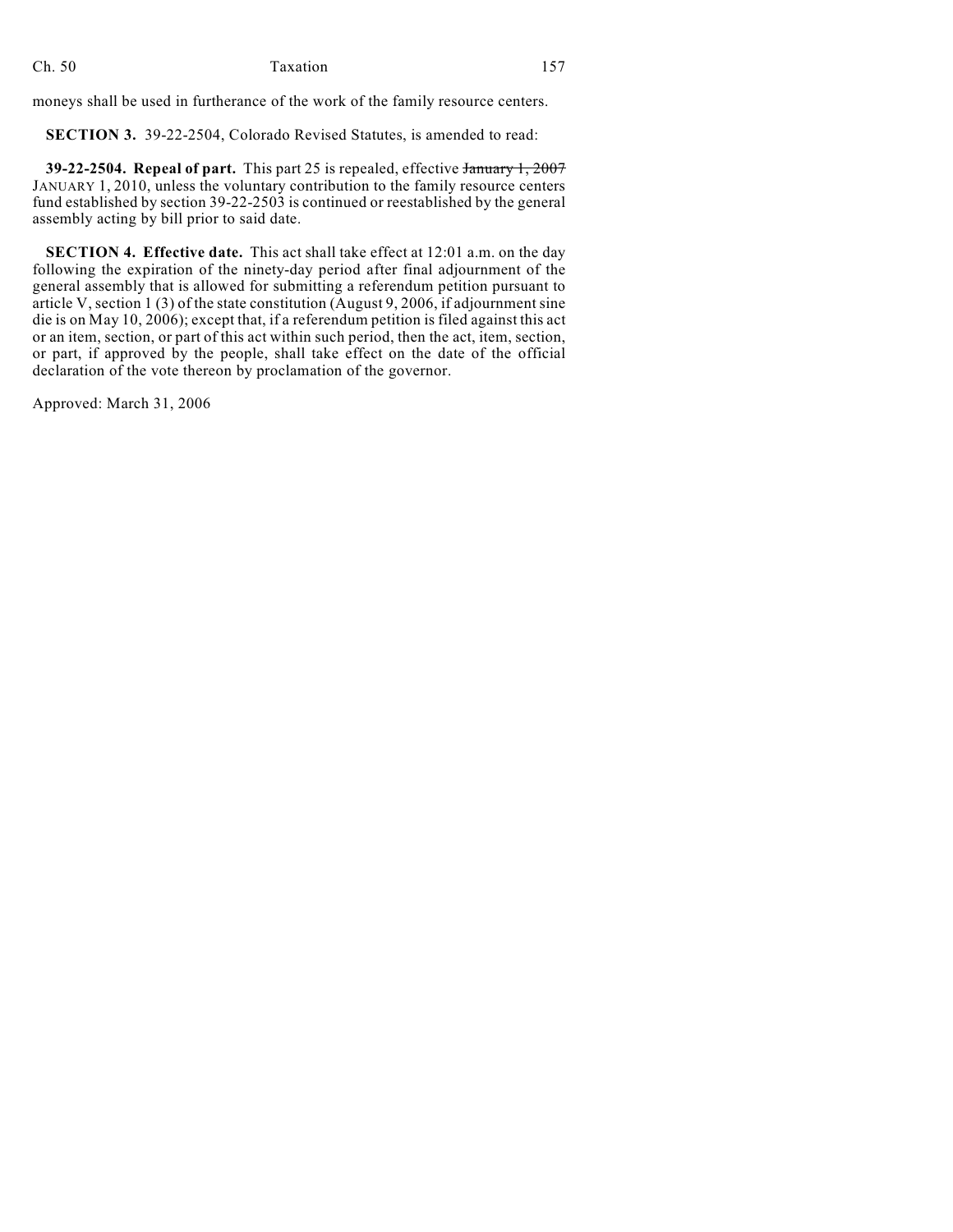moneys shall be used in furtherance of the work of the family resource centers.

**SECTION 3.** 39-22-2504, Colorado Revised Statutes, is amended to read:

**39-22-2504. Repeal of part.** This part 25 is repealed, effective ~~January 1, 2007~~ JANUARY 1, 2010, unless the voluntary contribution to the family resource centers fund established by section 39-22-2503 is continued or reestablished by the general assembly acting by bill prior to said date.

**SECTION 4. Effective date.** This act shall take effect at 12:01 a.m. on the day following the expiration of the ninety-day period after final adjournment of the general assembly that is allowed for submitting a referendum petition pursuant to article V, section 1 (3) of the state constitution (August 9, 2006, if adjournment sine die is on May 10, 2006); except that, if a referendum petition is filed against this act or an item, section, or part of this act within such period, then the act, item, section, or part, if approved by the people, shall take effect on the date of the official declaration of the vote thereon by proclamation of the governor.

Approved: March 31, 2006